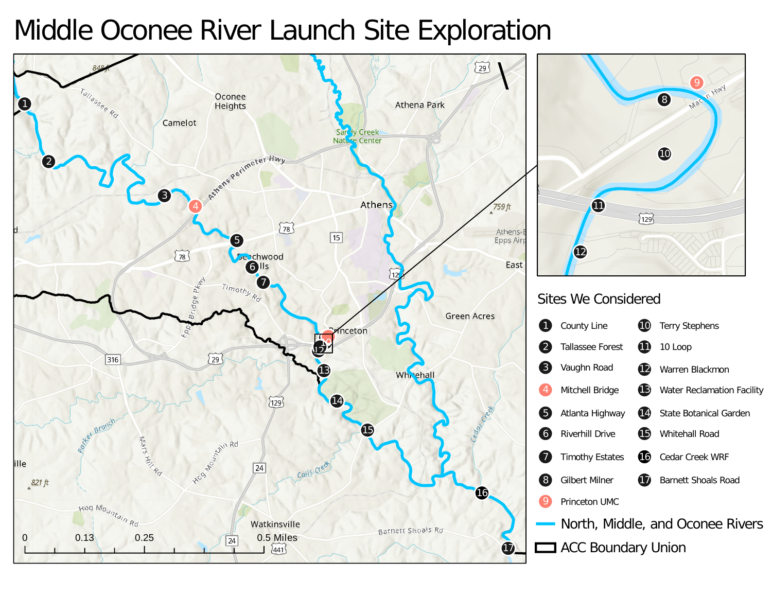# Middle Oconee River Launch Site Exploration

## Sites We Considered

1. County Line
2. Tallassee Forest
3. Vaughn Road
4. Mitchell Bridge
5. Atlanta Highway
6. Riverhill Drive
7. Timothy Estates
8. Gilbert Milner
9. Princeton UMC
10. Terry Stephens
11. 10 Loop
12. Warren Blackmon
13. Water Reclamation Facility
14. State Botanical Garden
15. Whitehall Road
16. Cedar Creek WRF
17. Barnett Shoals Road

North, Middle, and Oconee Rivers

ACC Boundary Union

0 0.13 0.25 0.5 Miles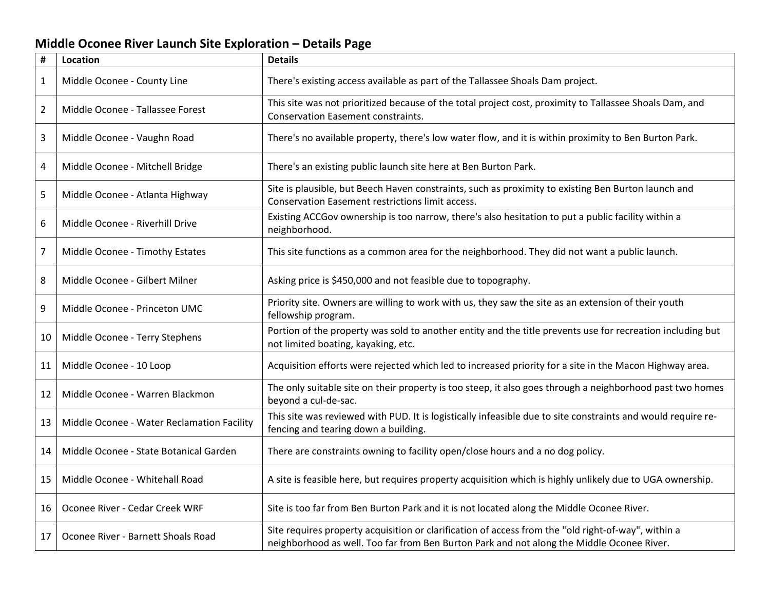## Middle Oconee River Launch Site Exploration – Details Page

| # | Location | Details |
|---|---|---|
| 1 | Middle Oconee - County Line | There's existing access available as part of the Tallassee Shoals Dam project. |
| 2 | Middle Oconee - Tallassee Forest | This site was not prioritized because of the total project cost, proximity to Tallassee Shoals Dam, and Conservation Easement constraints. |
| 3 | Middle Oconee - Vaughn Road | There's no available property, there's low water flow, and it is within proximity to Ben Burton Park. |
| 4 | Middle Oconee - Mitchell Bridge | There's an existing public launch site here at Ben Burton Park. |
| 5 | Middle Oconee - Atlanta Highway | Site is plausible, but Beech Haven constraints, such as proximity to existing Ben Burton launch and Conservation Easement restrictions limit access. |
| 6 | Middle Oconee - Riverhill Drive | Existing ACCGov ownership is too narrow, there's also hesitation to put a public facility within a neighborhood. |
| 7 | Middle Oconee - Timothy Estates | This site functions as a common area for the neighborhood. They did not want a public launch. |
| 8 | Middle Oconee - Gilbert Milner | Asking price is $450,000 and not feasible due to topography. |
| 9 | Middle Oconee - Princeton UMC | Priority site. Owners are willing to work with us, they saw the site as an extension of their youth fellowship program. |
| 10 | Middle Oconee - Terry Stephens | Portion of the property was sold to another entity and the title prevents use for recreation including but not limited boating, kayaking, etc. |
| 11 | Middle Oconee - 10 Loop | Acquisition efforts were rejected which led to increased priority for a site in the Macon Highway area. |
| 12 | Middle Oconee - Warren Blackmon | The only suitable site on their property is too steep, it also goes through a neighborhood past two homes beyond a cul-de-sac. |
| 13 | Middle Oconee - Water Reclamation Facility | This site was reviewed with PUD. It is logistically infeasible due to site constraints and would require re-fencing and tearing down a building. |
| 14 | Middle Oconee - State Botanical Garden | There are constraints owning to facility open/close hours and a no dog policy. |
| 15 | Middle Oconee - Whitehall Road | A site is feasible here, but requires property acquisition which is highly unlikely due to UGA ownership. |
| 16 | Oconee River - Cedar Creek WRF | Site is too far from Ben Burton Park and it is not located along the Middle Oconee River. |
| 17 | Oconee River - Barnett Shoals Road | Site requires property acquisition or clarification of access from the "old right-of-way", within a neighborhood as well. Too far from Ben Burton Park and not along the Middle Oconee River. |